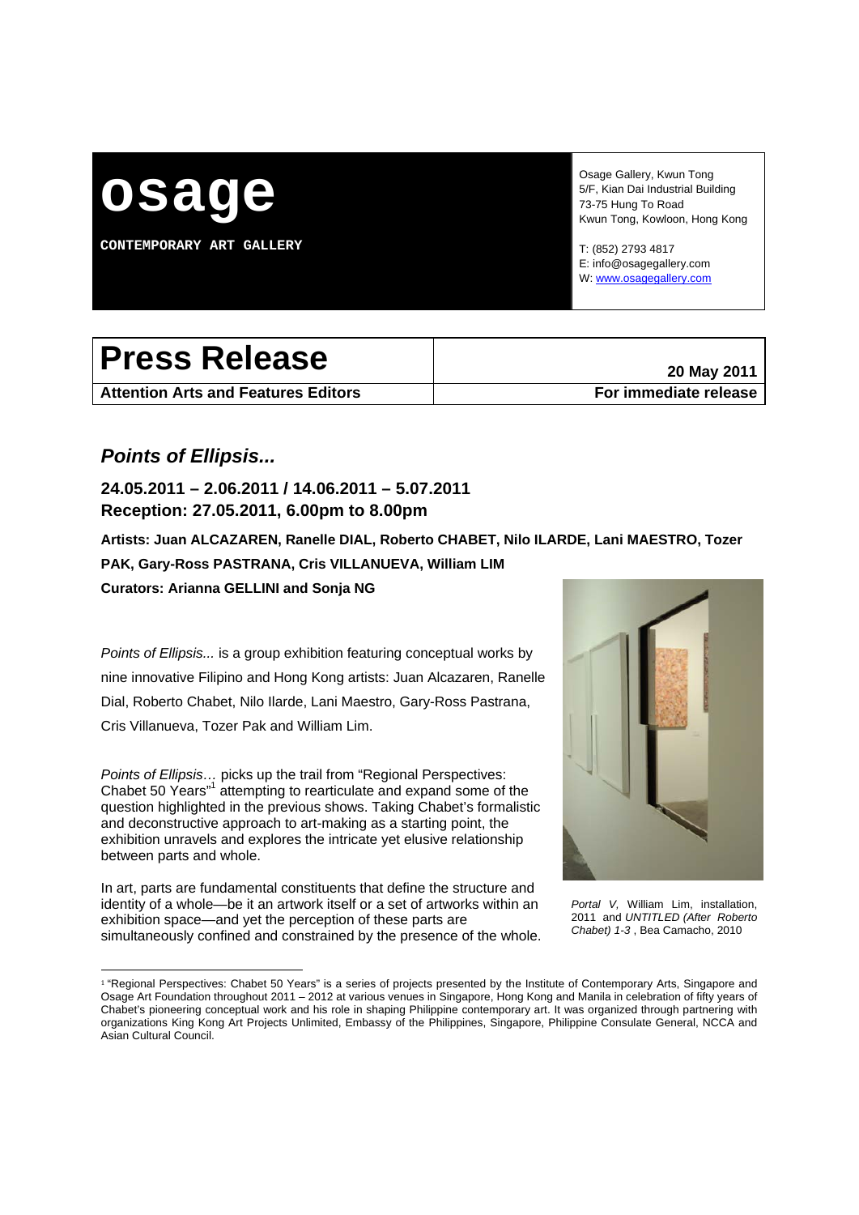# osage

**CONTEMPORARY ART GALLERY**

Osage Gallery, Kwun Tong
5/F, Kian Dai Industrial Building
73-75 Hung To Road
Kwun Tong, Kowloon, Hong Kong

T: (852) 2793 4817
E: info@osagegallery.com
W: www.osagegallery.com

| **Press Release** | **20 May 2011** |
|---|---|
| **Attention Arts and Features Editors** | **For immediate release** |

## *Points of Ellipsis...*

**24.05.2011 – 2.06.2011 / 14.06.2011 – 5.07.2011**
**Reception: 27.05.2011, 6.00pm to 8.00pm**

**Artists: Juan ALCAZAREN, Ranelle DIAL, Roberto CHABET, Nilo ILARDE, Lani MAESTRO, Tozer PAK, Gary-Ross PASTRANA, Cris VILLANUEVA, William LIM**
**Curators: Arianna GELLINI and Sonja NG**

*Points of Ellipsis...* is a group exhibition featuring conceptual works by nine innovative Filipino and Hong Kong artists: Juan Alcazaren, Ranelle Dial, Roberto Chabet, Nilo Ilarde, Lani Maestro, Gary-Ross Pastrana, Cris Villanueva, Tozer Pak and William Lim.

*Points of Ellipsis…* picks up the trail from "Regional Perspectives: Chabet 50 Years"[1] attempting to rearticulate and expand some of the question highlighted in the previous shows. Taking Chabet's formalistic and deconstructive approach to art-making as a starting point, the exhibition unravels and explores the intricate yet elusive relationship between parts and whole.

In art, parts are fundamental constituents that define the structure and identity of a whole—be it an artwork itself or a set of artworks within an exhibition space—and yet the perception of these parts are simultaneously confined and constrained by the presence of the whole.

*Portal V,* William Lim, installation, 2011 and *UNTITLED (After Roberto Chabet) 1-3* , Bea Camacho, 2010

---

[1] "Regional Perspectives: Chabet 50 Years" is a series of projects presented by the Institute of Contemporary Arts, Singapore and Osage Art Foundation throughout 2011 – 2012 at various venues in Singapore, Hong Kong and Manila in celebration of fifty years of Chabet's pioneering conceptual work and his role in shaping Philippine contemporary art. It was organized through partnering with organizations King Kong Art Projects Unlimited, Embassy of the Philippines, Singapore, Philippine Consulate General, NCCA and Asian Cultural Council.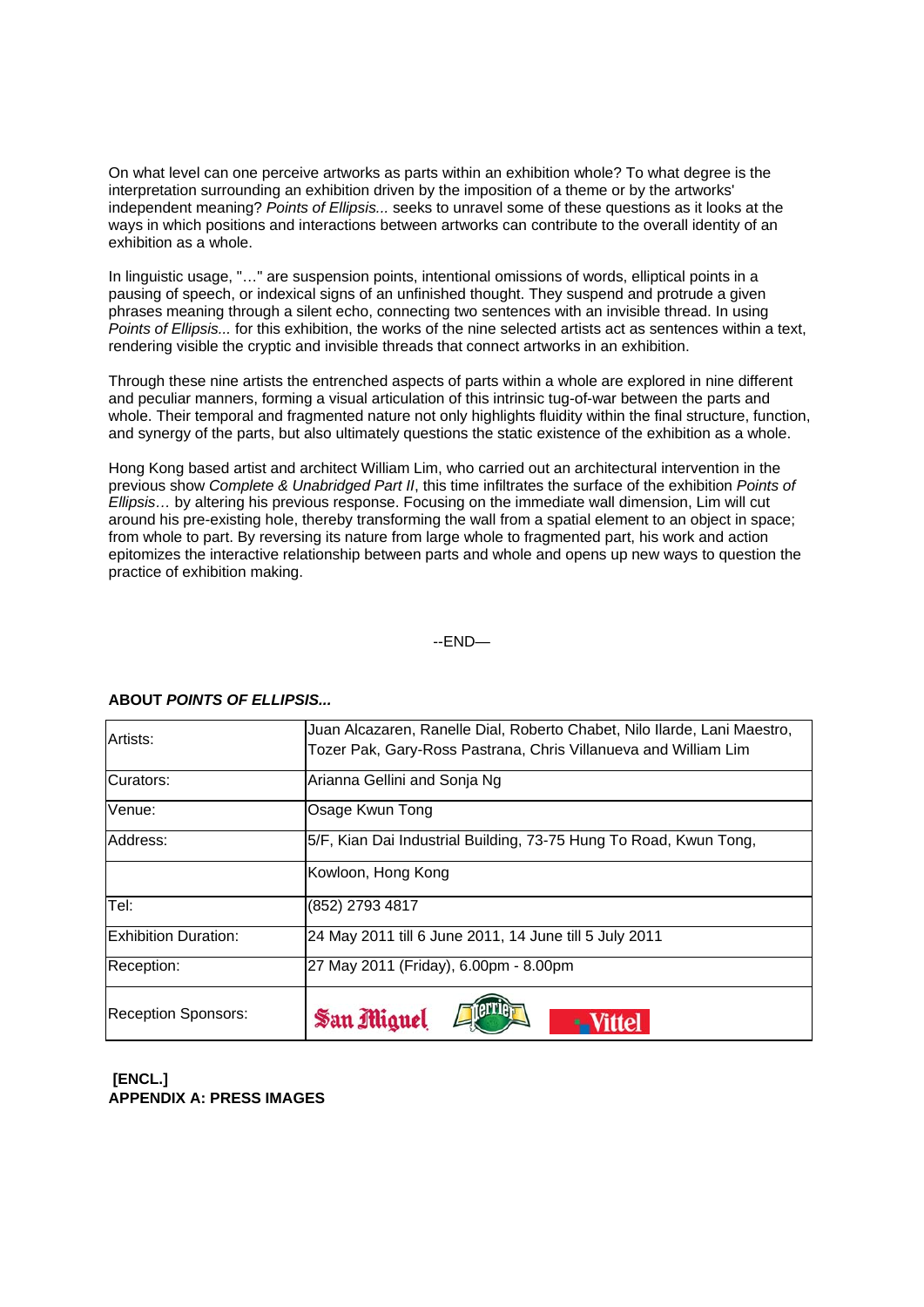On what level can one perceive artworks as parts within an exhibition whole? To what degree is the interpretation surrounding an exhibition driven by the imposition of a theme or by the artworks' independent meaning? *Points of Ellipsis...* seeks to unravel some of these questions as it looks at the ways in which positions and interactions between artworks can contribute to the overall identity of an exhibition as a whole.

In linguistic usage, "…" are suspension points, intentional omissions of words, elliptical points in a pausing of speech, or indexical signs of an unfinished thought. They suspend and protrude a given phrases meaning through a silent echo, connecting two sentences with an invisible thread. In using *Points of Ellipsis...* for this exhibition, the works of the nine selected artists act as sentences within a text, rendering visible the cryptic and invisible threads that connect artworks in an exhibition.

Through these nine artists the entrenched aspects of parts within a whole are explored in nine different and peculiar manners, forming a visual articulation of this intrinsic tug-of-war between the parts and whole. Their temporal and fragmented nature not only highlights fluidity within the final structure, function, and synergy of the parts, but also ultimately questions the static existence of the exhibition as a whole.

Hong Kong based artist and architect William Lim, who carried out an architectural intervention in the previous show *Complete & Unabridged Part II*, this time infiltrates the surface of the exhibition *Points of Ellipsis…* by altering his previous response. Focusing on the immediate wall dimension, Lim will cut around his pre-existing hole, thereby transforming the wall from a spatial element to an object in space; from whole to part. By reversing its nature from large whole to fragmented part, his work and action epitomizes the interactive relationship between parts and whole and opens up new ways to question the practice of exhibition making.

--END—

**ABOUT *POINTS OF ELLIPSIS...***

| | |
|---|---|
| Artists: | Juan Alcazaren, Ranelle Dial, Roberto Chabet, Nilo Ilarde, Lani Maestro, Tozer Pak, Gary-Ross Pastrana, Chris Villanueva and William Lim |
| Curators: | Arianna Gellini and Sonja Ng |
| Venue: | Osage Kwun Tong |
| Address: | 5/F, Kian Dai Industrial Building, 73-75 Hung To Road, Kwun Tong, |
| | Kowloon, Hong Kong |
| Tel: | (852) 2793 4817 |
| Exhibition Duration: | 24 May 2011 till 6 June 2011, 14 June till 5 July 2011 |
| Reception: | 27 May 2011 (Friday), 6.00pm - 8.00pm |
| Reception Sponsors: | San Miguel, Perrier, Vittel |

**[ENCL.]**
**APPENDIX A: PRESS IMAGES**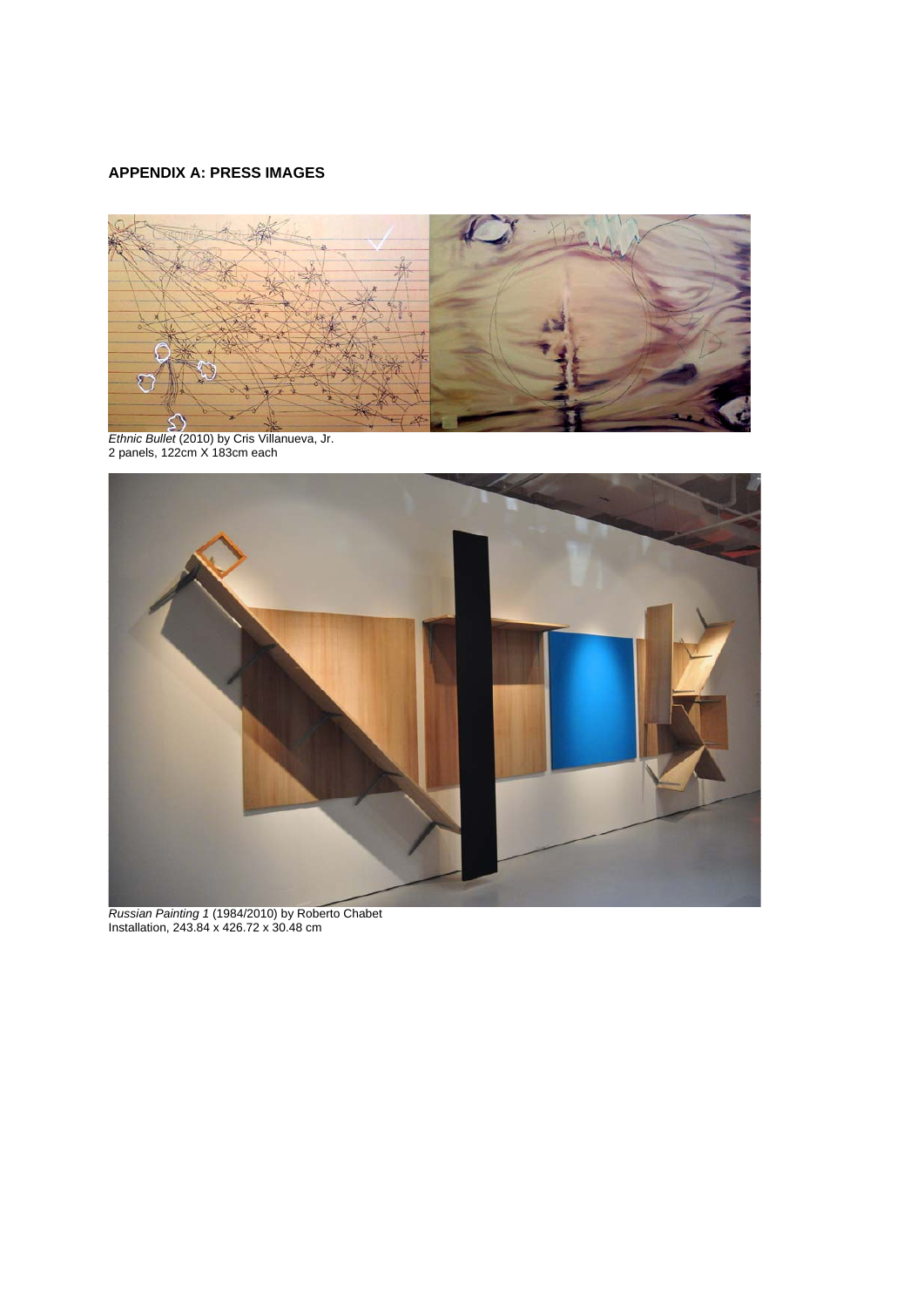## APPENDIX A: PRESS IMAGES

*Ethnic Bullet* (2010) by Cris Villanueva, Jr.
2 panels, 122cm X 183cm each

*Russian Painting 1* (1984/2010) by Roberto Chabet
Installation, 243.84 x 426.72 x 30.48 cm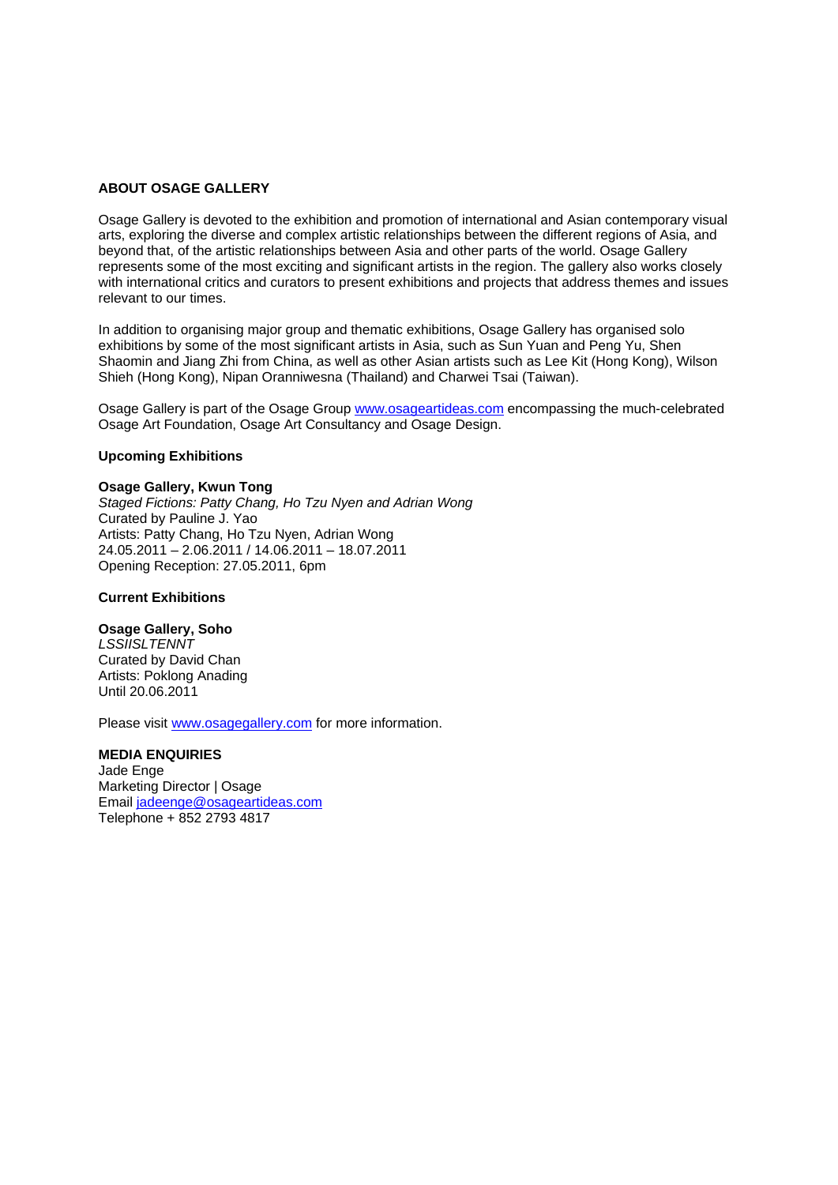**ABOUT OSAGE GALLERY**

Osage Gallery is devoted to the exhibition and promotion of international and Asian contemporary visual arts, exploring the diverse and complex artistic relationships between the different regions of Asia, and beyond that, of the artistic relationships between Asia and other parts of the world. Osage Gallery represents some of the most exciting and significant artists in the region. The gallery also works closely with international critics and curators to present exhibitions and projects that address themes and issues relevant to our times.

In addition to organising major group and thematic exhibitions, Osage Gallery has organised solo exhibitions by some of the most significant artists in Asia, such as Sun Yuan and Peng Yu, Shen Shaomin and Jiang Zhi from China, as well as other Asian artists such as Lee Kit (Hong Kong), Wilson Shieh (Hong Kong), Nipan Oranniwesna (Thailand) and Charwei Tsai (Taiwan).

Osage Gallery is part of the Osage Group www.osageartideas.com encompassing the much-celebrated Osage Art Foundation, Osage Art Consultancy and Osage Design.

**Upcoming Exhibitions**

**Osage Gallery, Kwun Tong**
*Staged Fictions: Patty Chang, Ho Tzu Nyen and Adrian Wong*
Curated by Pauline J. Yao
Artists: Patty Chang, Ho Tzu Nyen, Adrian Wong
24.05.2011 – 2.06.2011 / 14.06.2011 – 18.07.2011
Opening Reception: 27.05.2011, 6pm

**Current Exhibitions**

**Osage Gallery, Soho**
*LSSIISLTENNT*
Curated by David Chan
Artists: Poklong Anading
Until 20.06.2011

Please visit www.osagegallery.com for more information.

**MEDIA ENQUIRIES**
Jade Enge
Marketing Director | Osage
Email jadeenge@osageartideas.com
Telephone + 852 2793 4817